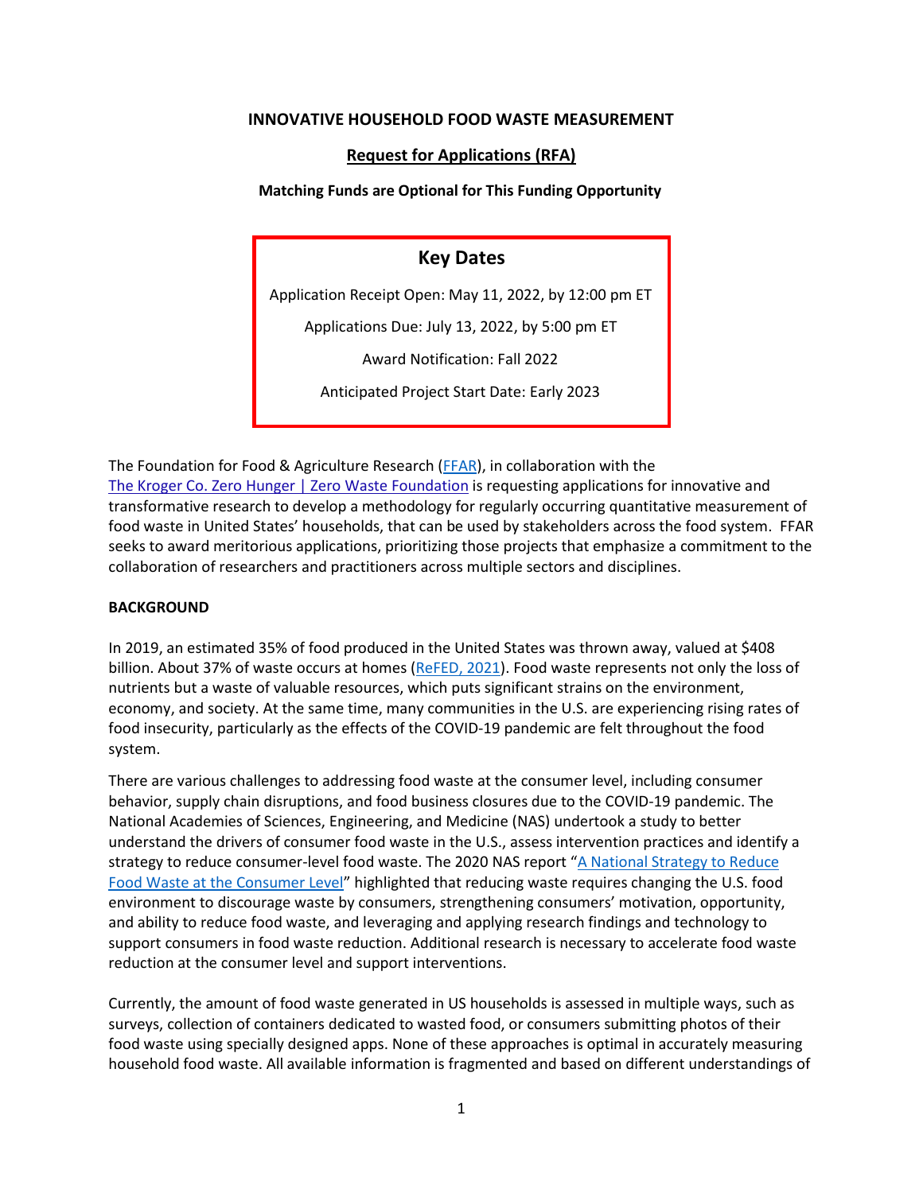# INNOVATIVE HOUSEHOLD FOOD WASTE MEASUREMENT

## Request for Applications (RFA)

**Matching Funds are Optional for This Funding Opportunity**

**Key Dates**

Application Receipt Open: May 11, 2022, by 12:00 pm ET

Applications Due: July 13, 2022, by 5:00 pm ET

Award Notification: Fall 2022

Anticipated Project Start Date: Early 2023

The Foundation for Food & Agriculture Research (FFAR), in collaboration with the The Kroger Co. Zero Hunger | Zero Waste Foundation is requesting applications for innovative and transformative research to develop a methodology for regularly occurring quantitative measurement of food waste in United States' households, that can be used by stakeholders across the food system. FFAR seeks to award meritorious applications, prioritizing those projects that emphasize a commitment to the collaboration of researchers and practitioners across multiple sectors and disciplines.

## BACKGROUND

In 2019, an estimated 35% of food produced in the United States was thrown away, valued at $408 billion. About 37% of waste occurs at homes (ReFED, 2021). Food waste represents not only the loss of nutrients but a waste of valuable resources, which puts significant strains on the environment, economy, and society. At the same time, many communities in the U.S. are experiencing rising rates of food insecurity, particularly as the effects of the COVID-19 pandemic are felt throughout the food system.

There are various challenges to addressing food waste at the consumer level, including consumer behavior, supply chain disruptions, and food business closures due to the COVID-19 pandemic. The National Academies of Sciences, Engineering, and Medicine (NAS) undertook a study to better understand the drivers of consumer food waste in the U.S., assess intervention practices and identify a strategy to reduce consumer-level food waste. The 2020 NAS report "A National Strategy to Reduce Food Waste at the Consumer Level" highlighted that reducing waste requires changing the U.S. food environment to discourage waste by consumers, strengthening consumers' motivation, opportunity, and ability to reduce food waste, and leveraging and applying research findings and technology to support consumers in food waste reduction. Additional research is necessary to accelerate food waste reduction at the consumer level and support interventions.

Currently, the amount of food waste generated in US households is assessed in multiple ways, such as surveys, collection of containers dedicated to wasted food, or consumers submitting photos of their food waste using specially designed apps. None of these approaches is optimal in accurately measuring household food waste. All available information is fragmented and based on different understandings of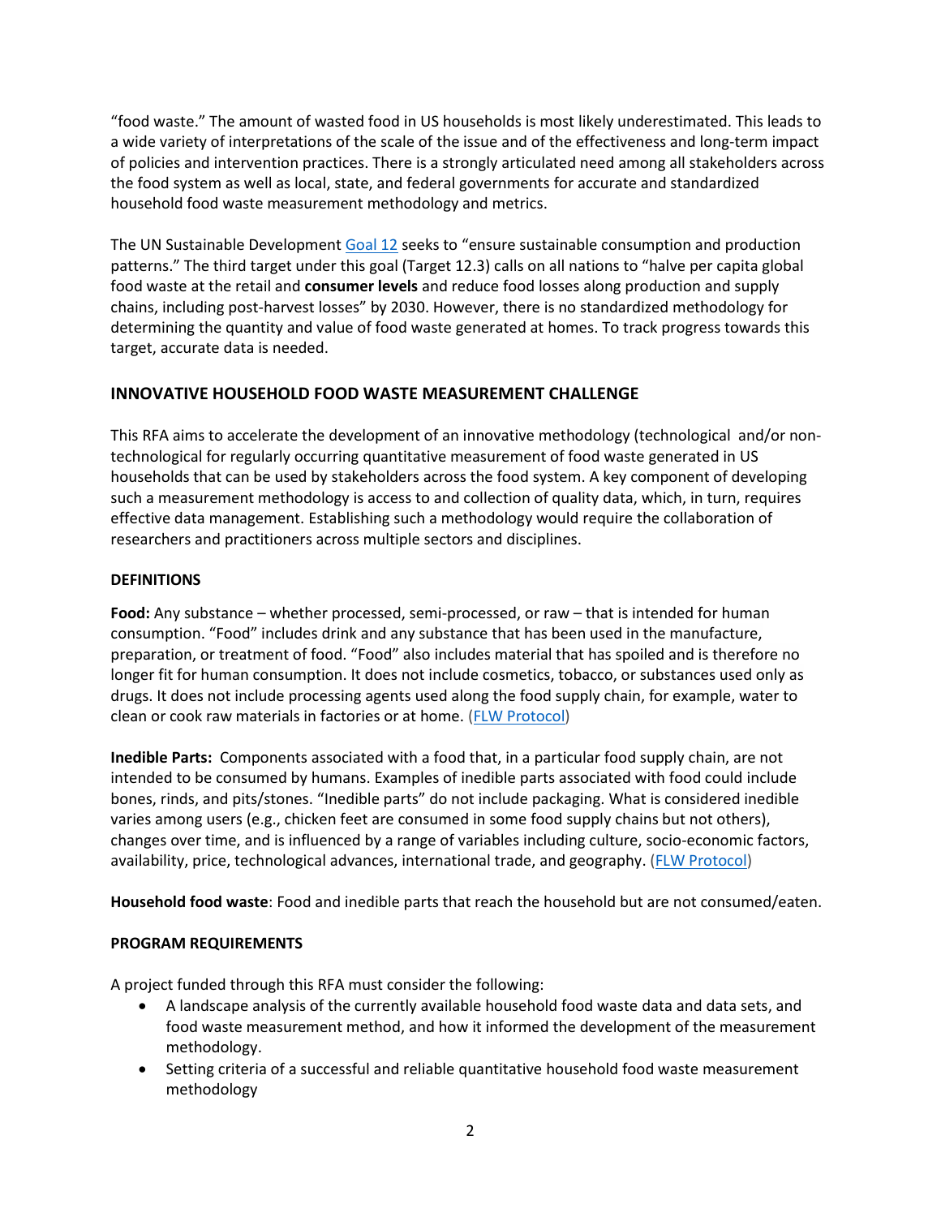"food waste." The amount of wasted food in US households is most likely underestimated. This leads to a wide variety of interpretations of the scale of the issue and of the effectiveness and long-term impact of policies and intervention practices. There is a strongly articulated need among all stakeholders across the food system as well as local, state, and federal governments for accurate and standardized household food waste measurement methodology and metrics.

The UN Sustainable Development Goal 12 seeks to "ensure sustainable consumption and production patterns." The third target under this goal (Target 12.3) calls on all nations to "halve per capita global food waste at the retail and **consumer levels** and reduce food losses along production and supply chains, including post-harvest losses" by 2030. However, there is no standardized methodology for determining the quantity and value of food waste generated at homes. To track progress towards this target, accurate data is needed.

## INNOVATIVE HOUSEHOLD FOOD WASTE MEASUREMENT CHALLENGE

This RFA aims to accelerate the development of an innovative methodology (technological and/or non-technological for regularly occurring quantitative measurement of food waste generated in US households that can be used by stakeholders across the food system. A key component of developing such a measurement methodology is access to and collection of quality data, which, in turn, requires effective data management. Establishing such a methodology would require the collaboration of researchers and practitioners across multiple sectors and disciplines.

### DEFINITIONS

**Food:** Any substance – whether processed, semi-processed, or raw – that is intended for human consumption. "Food" includes drink and any substance that has been used in the manufacture, preparation, or treatment of food. "Food" also includes material that has spoiled and is therefore no longer fit for human consumption. It does not include cosmetics, tobacco, or substances used only as drugs. It does not include processing agents used along the food supply chain, for example, water to clean or cook raw materials in factories or at home. (FLW Protocol)

**Inedible Parts:** Components associated with a food that, in a particular food supply chain, are not intended to be consumed by humans. Examples of inedible parts associated with food could include bones, rinds, and pits/stones. "Inedible parts" do not include packaging. What is considered inedible varies among users (e.g., chicken feet are consumed in some food supply chains but not others), changes over time, and is influenced by a range of variables including culture, socio-economic factors, availability, price, technological advances, international trade, and geography. (FLW Protocol)

**Household food waste**: Food and inedible parts that reach the household but are not consumed/eaten.

### PROGRAM REQUIREMENTS

A project funded through this RFA must consider the following:

- A landscape analysis of the currently available household food waste data and data sets, and food waste measurement method, and how it informed the development of the measurement methodology.
- Setting criteria of a successful and reliable quantitative household food waste measurement methodology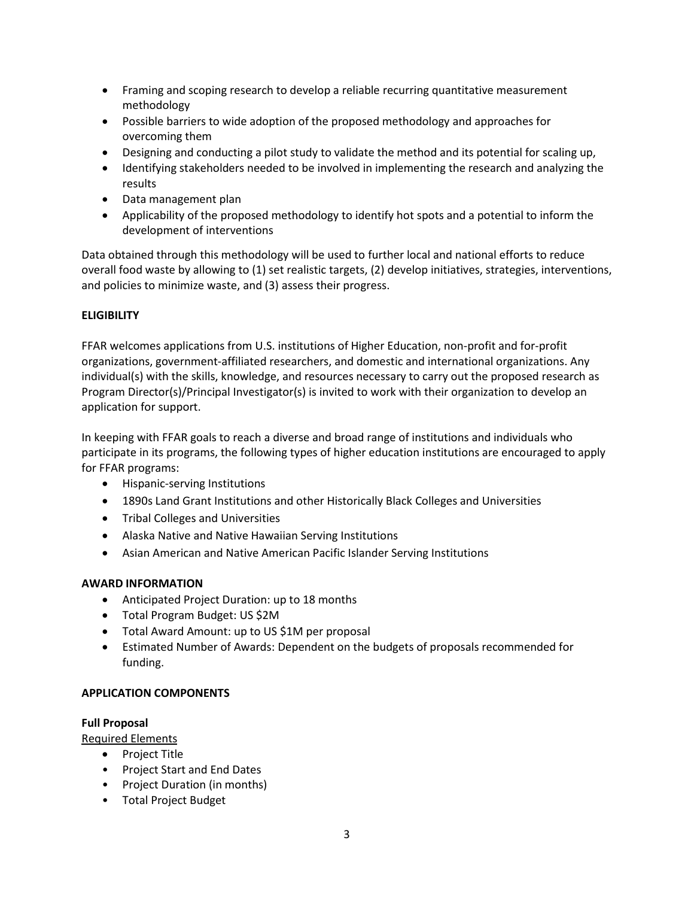- Framing and scoping research to develop a reliable recurring quantitative measurement methodology
- Possible barriers to wide adoption of the proposed methodology and approaches for overcoming them
- Designing and conducting a pilot study to validate the method and its potential for scaling up,
- Identifying stakeholders needed to be involved in implementing the research and analyzing the results
- Data management plan
- Applicability of the proposed methodology to identify hot spots and a potential to inform the development of interventions

Data obtained through this methodology will be used to further local and national efforts to reduce overall food waste by allowing to (1) set realistic targets, (2) develop initiatives, strategies, interventions, and policies to minimize waste, and (3) assess their progress.

**ELIGIBILITY**

FFAR welcomes applications from U.S. institutions of Higher Education, non-profit and for-profit organizations, government-affiliated researchers, and domestic and international organizations. Any individual(s) with the skills, knowledge, and resources necessary to carry out the proposed research as Program Director(s)/Principal Investigator(s) is invited to work with their organization to develop an application for support.

In keeping with FFAR goals to reach a diverse and broad range of institutions and individuals who participate in its programs, the following types of higher education institutions are encouraged to apply for FFAR programs:

- Hispanic-serving Institutions
- 1890s Land Grant Institutions and other Historically Black Colleges and Universities
- Tribal Colleges and Universities
- Alaska Native and Native Hawaiian Serving Institutions
- Asian American and Native American Pacific Islander Serving Institutions

**AWARD INFORMATION**

- Anticipated Project Duration: up to 18 months
- Total Program Budget: US $2M
- Total Award Amount: up to US $1M per proposal
- Estimated Number of Awards: Dependent on the budgets of proposals recommended for funding.

**APPLICATION COMPONENTS**

**Full Proposal**

Required Elements

- Project Title
- Project Start and End Dates
- Project Duration (in months)
- Total Project Budget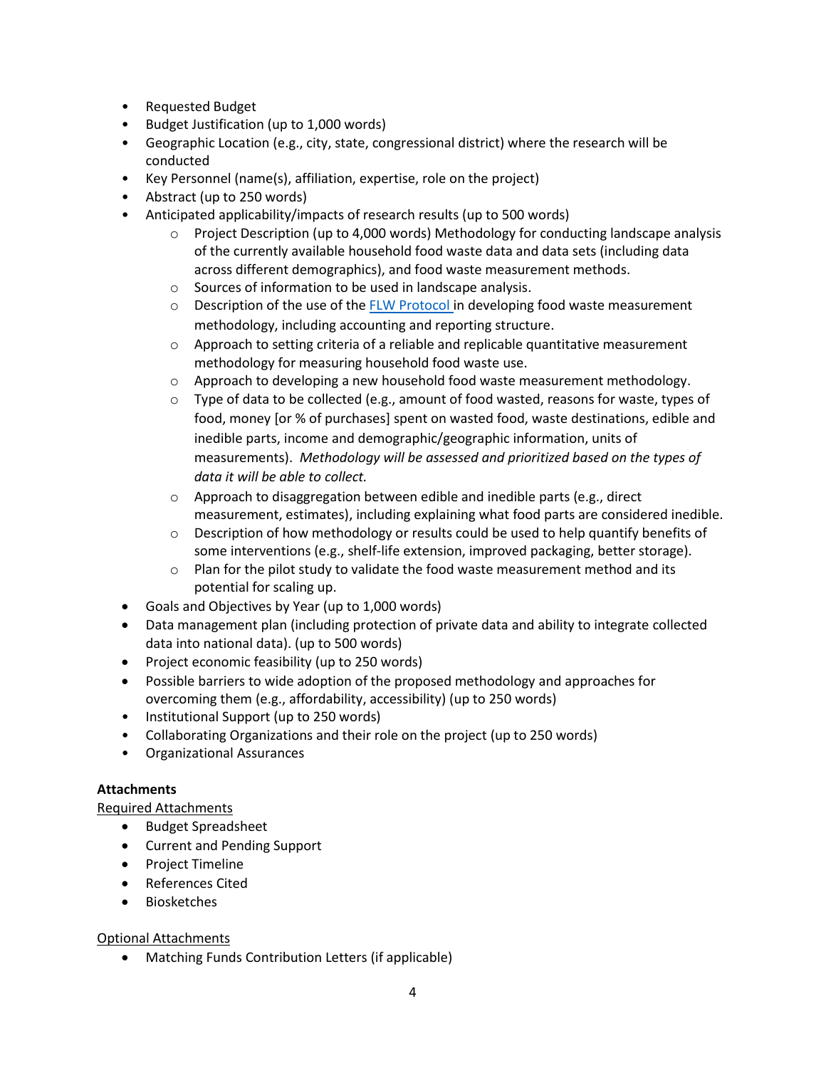- Requested Budget
- Budget Justification (up to 1,000 words)
- Geographic Location (e.g., city, state, congressional district) where the research will be conducted
- Key Personnel (name(s), affiliation, expertise, role on the project)
- Abstract (up to 250 words)
- Anticipated applicability/impacts of research results (up to 500 words)
    - Project Description (up to 4,000 words) Methodology for conducting landscape analysis of the currently available household food waste data and data sets (including data across different demographics), and food waste measurement methods.
    - Sources of information to be used in landscape analysis.
    - Description of the use of the [FLW Protocol](FLW Protocol) in developing food waste measurement methodology, including accounting and reporting structure.
    - Approach to setting criteria of a reliable and replicable quantitative measurement methodology for measuring household food waste use.
    - Approach to developing a new household food waste measurement methodology.
    - Type of data to be collected (e.g., amount of food wasted, reasons for waste, types of food, money [or % of purchases] spent on wasted food, waste destinations, edible and inedible parts, income and demographic/geographic information, units of measurements). *Methodology will be assessed and prioritized based on the types of data it will be able to collect.*
    - Approach to disaggregation between edible and inedible parts (e.g., direct measurement, estimates), including explaining what food parts are considered inedible.
    - Description of how methodology or results could be used to help quantify benefits of some interventions (e.g., shelf-life extension, improved packaging, better storage).
    - Plan for the pilot study to validate the food waste measurement method and its potential for scaling up.
- Goals and Objectives by Year (up to 1,000 words)
- Data management plan (including protection of private data and ability to integrate collected data into national data). (up to 500 words)
- Project economic feasibility (up to 250 words)
- Possible barriers to wide adoption of the proposed methodology and approaches for overcoming them (e.g., affordability, accessibility) (up to 250 words)
- Institutional Support (up to 250 words)
- Collaborating Organizations and their role on the project (up to 250 words)
- Organizational Assurances

**Attachments**

Required Attachments

- Budget Spreadsheet
- Current and Pending Support
- Project Timeline
- References Cited
- Biosketches

Optional Attachments

- Matching Funds Contribution Letters (if applicable)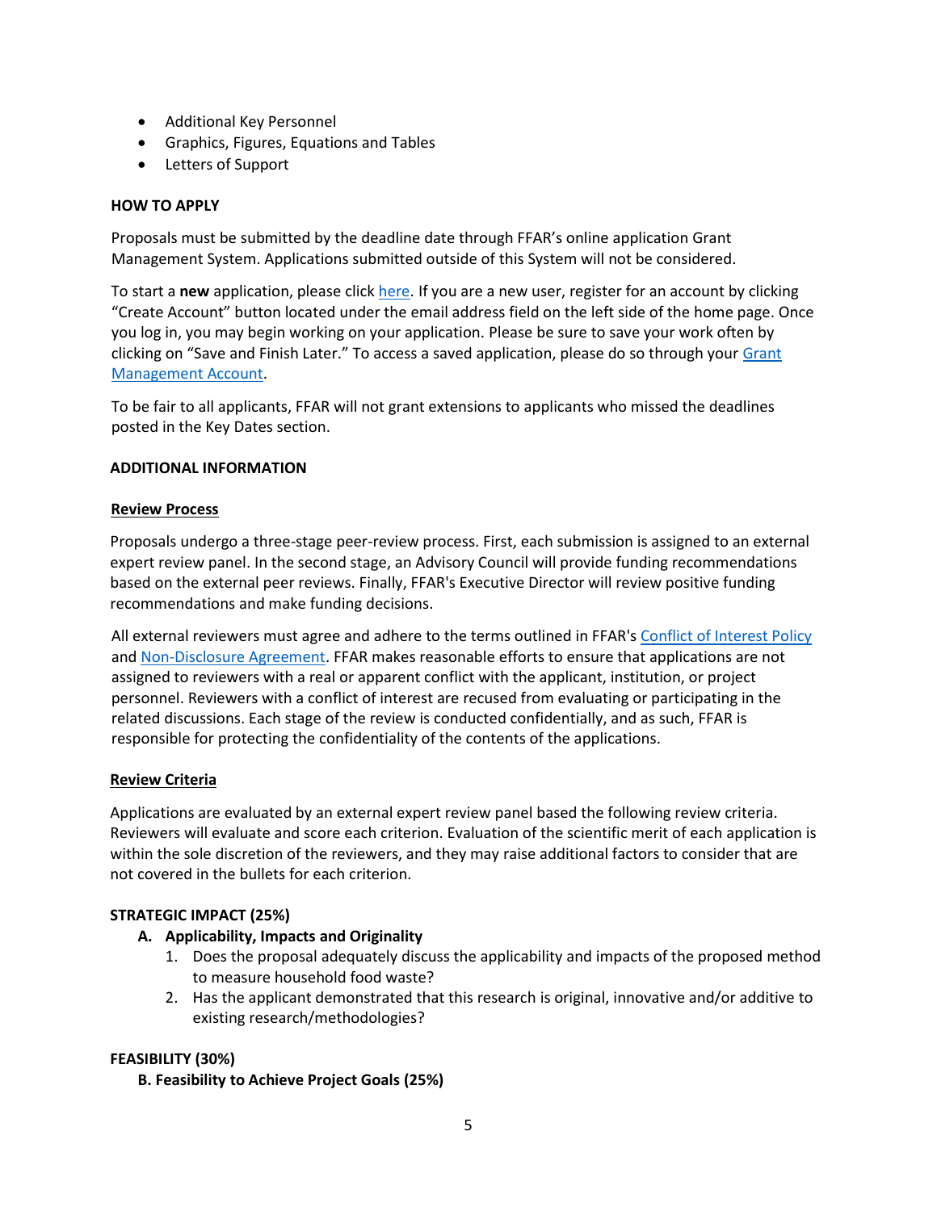- Additional Key Personnel
- Graphics, Figures, Equations and Tables
- Letters of Support

**HOW TO APPLY**

Proposals must be submitted by the deadline date through FFAR's online application Grant Management System. Applications submitted outside of this System will not be considered.

To start a **new** application, please click here. If you are a new user, register for an account by clicking "Create Account" button located under the email address field on the left side of the home page. Once you log in, you may begin working on your application. Please be sure to save your work often by clicking on "Save and Finish Later." To access a saved application, please do so through your Grant Management Account.

To be fair to all applicants, FFAR will not grant extensions to applicants who missed the deadlines posted in the Key Dates section.

**ADDITIONAL INFORMATION**

**Review Process**

Proposals undergo a three-stage peer-review process. First, each submission is assigned to an external expert review panel. In the second stage, an Advisory Council will provide funding recommendations based on the external peer reviews. Finally, FFAR's Executive Director will review positive funding recommendations and make funding decisions.

All external reviewers must agree and adhere to the terms outlined in FFAR's Conflict of Interest Policy and Non-Disclosure Agreement. FFAR makes reasonable efforts to ensure that applications are not assigned to reviewers with a real or apparent conflict with the applicant, institution, or project personnel. Reviewers with a conflict of interest are recused from evaluating or participating in the related discussions. Each stage of the review is conducted confidentially, and as such, FFAR is responsible for protecting the confidentiality of the contents of the applications.

**Review Criteria**

Applications are evaluated by an external expert review panel based the following review criteria. Reviewers will evaluate and score each criterion. Evaluation of the scientific merit of each application is within the sole discretion of the reviewers, and they may raise additional factors to consider that are not covered in the bullets for each criterion.

**STRATEGIC IMPACT (25%)**

**A. Applicability, Impacts and Originality**

1. Does the proposal adequately discuss the applicability and impacts of the proposed method to measure household food waste?
2. Has the applicant demonstrated that this research is original, innovative and/or additive to existing research/methodologies?

**FEASIBILITY (30%)**

**B. Feasibility to Achieve Project Goals (25%)**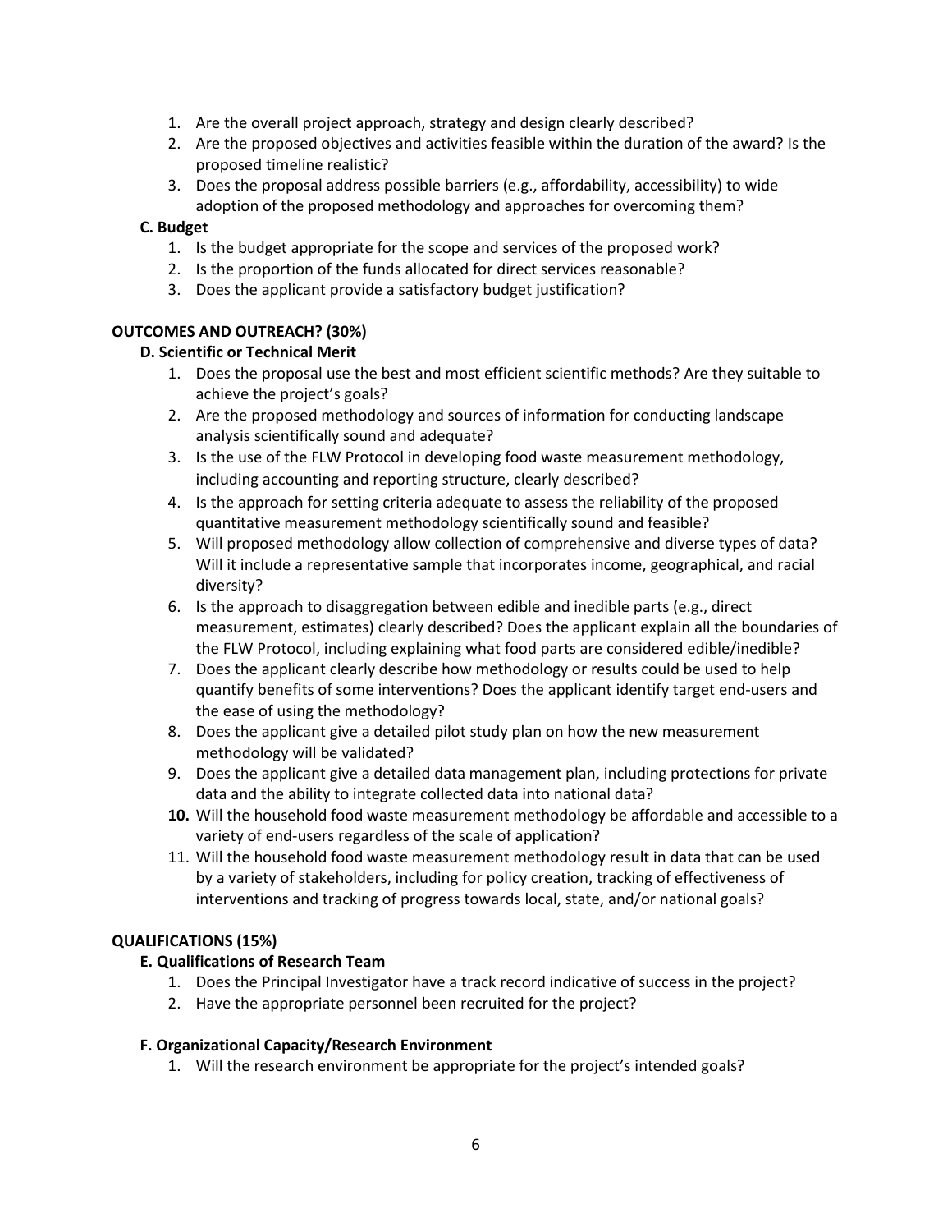1. Are the overall project approach, strategy and design clearly described?
2. Are the proposed objectives and activities feasible within the duration of the award? Is the proposed timeline realistic?
3. Does the proposal address possible barriers (e.g., affordability, accessibility) to wide adoption of the proposed methodology and approaches for overcoming them?

**C. Budget**

1. Is the budget appropriate for the scope and services of the proposed work?
2. Is the proportion of the funds allocated for direct services reasonable?
3. Does the applicant provide a satisfactory budget justification?

**OUTCOMES AND OUTREACH? (30%)**

**D. Scientific or Technical Merit**

1. Does the proposal use the best and most efficient scientific methods? Are they suitable to achieve the project's goals?
2. Are the proposed methodology and sources of information for conducting landscape analysis scientifically sound and adequate?
3. Is the use of the FLW Protocol in developing food waste measurement methodology, including accounting and reporting structure, clearly described?
4. Is the approach for setting criteria adequate to assess the reliability of the proposed quantitative measurement methodology scientifically sound and feasible?
5. Will proposed methodology allow collection of comprehensive and diverse types of data? Will it include a representative sample that incorporates income, geographical, and racial diversity?
6. Is the approach to disaggregation between edible and inedible parts (e.g., direct measurement, estimates) clearly described? Does the applicant explain all the boundaries of the FLW Protocol, including explaining what food parts are considered edible/inedible?
7. Does the applicant clearly describe how methodology or results could be used to help quantify benefits of some interventions? Does the applicant identify target end-users and the ease of using the methodology?
8. Does the applicant give a detailed pilot study plan on how the new measurement methodology will be validated?
9. Does the applicant give a detailed data management plan, including protections for private data and the ability to integrate collected data into national data?
10. Will the household food waste measurement methodology be affordable and accessible to a variety of end-users regardless of the scale of application?
11. Will the household food waste measurement methodology result in data that can be used by a variety of stakeholders, including for policy creation, tracking of effectiveness of interventions and tracking of progress towards local, state, and/or national goals?

**QUALIFICATIONS (15%)**

**E. Qualifications of Research Team**

1. Does the Principal Investigator have a track record indicative of success in the project?
2. Have the appropriate personnel been recruited for the project?

**F. Organizational Capacity/Research Environment**

1. Will the research environment be appropriate for the project's intended goals?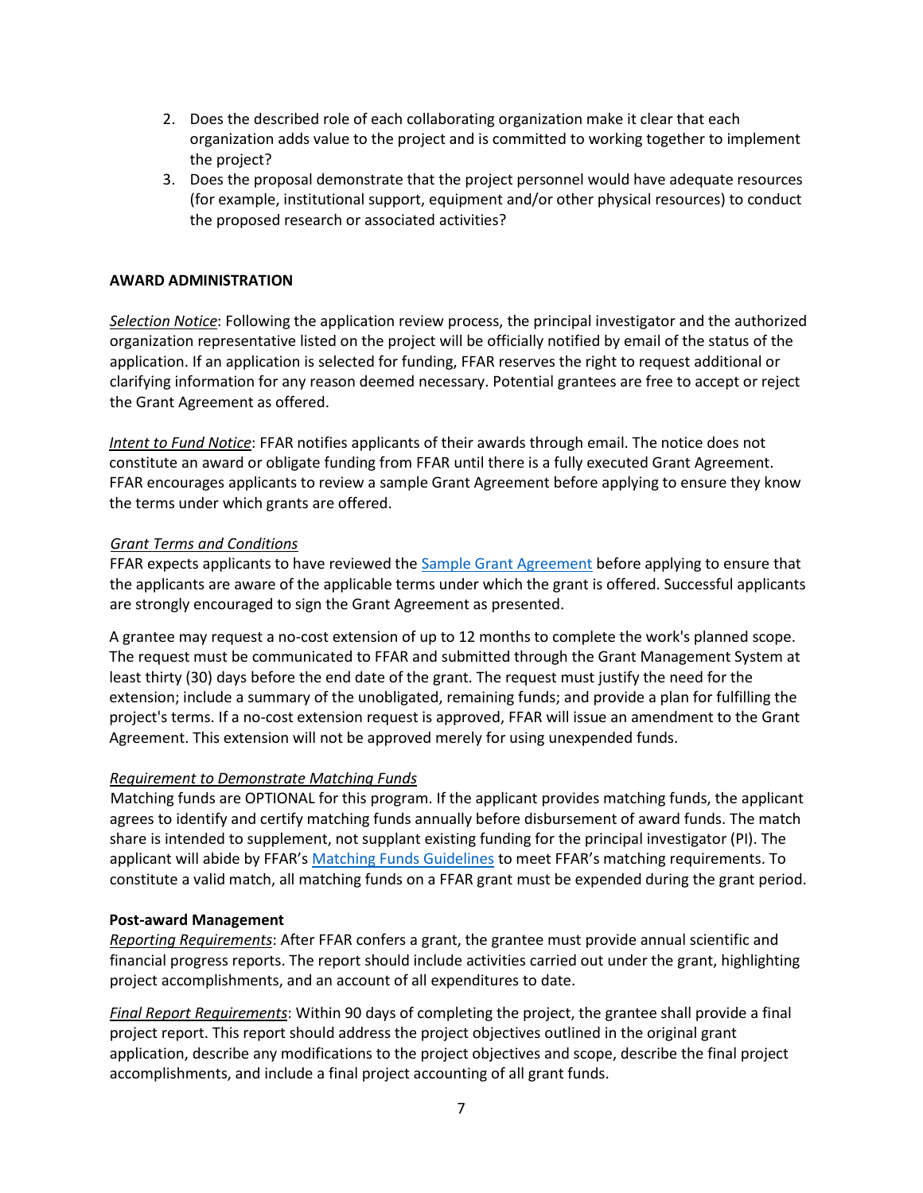2. Does the described role of each collaborating organization make it clear that each organization adds value to the project and is committed to working together to implement the project?
3. Does the proposal demonstrate that the project personnel would have adequate resources (for example, institutional support, equipment and/or other physical resources) to conduct the proposed research or associated activities?

**AWARD ADMINISTRATION**

*Selection Notice*: Following the application review process, the principal investigator and the authorized organization representative listed on the project will be officially notified by email of the status of the application. If an application is selected for funding, FFAR reserves the right to request additional or clarifying information for any reason deemed necessary. Potential grantees are free to accept or reject the Grant Agreement as offered.

*Intent to Fund Notice*: FFAR notifies applicants of their awards through email. The notice does not constitute an award or obligate funding from FFAR until there is a fully executed Grant Agreement. FFAR encourages applicants to review a sample Grant Agreement before applying to ensure they know the terms under which grants are offered.

*Grant Terms and Conditions*

FFAR expects applicants to have reviewed the Sample Grant Agreement before applying to ensure that the applicants are aware of the applicable terms under which the grant is offered. Successful applicants are strongly encouraged to sign the Grant Agreement as presented.

A grantee may request a no-cost extension of up to 12 months to complete the work's planned scope. The request must be communicated to FFAR and submitted through the Grant Management System at least thirty (30) days before the end date of the grant. The request must justify the need for the extension; include a summary of the unobligated, remaining funds; and provide a plan for fulfilling the project's terms. If a no-cost extension request is approved, FFAR will issue an amendment to the Grant Agreement. This extension will not be approved merely for using unexpended funds.

*Requirement to Demonstrate Matching Funds*

Matching funds are OPTIONAL for this program. If the applicant provides matching funds, the applicant agrees to identify and certify matching funds annually before disbursement of award funds. The match share is intended to supplement, not supplant existing funding for the principal investigator (PI). The applicant will abide by FFAR's Matching Funds Guidelines to meet FFAR's matching requirements. To constitute a valid match, all matching funds on a FFAR grant must be expended during the grant period.

**Post-award Management**

*Reporting Requirements*: After FFAR confers a grant, the grantee must provide annual scientific and financial progress reports. The report should include activities carried out under the grant, highlighting project accomplishments, and an account of all expenditures to date.

*Final Report Requirements*: Within 90 days of completing the project, the grantee shall provide a final project report. This report should address the project objectives outlined in the original grant application, describe any modifications to the project objectives and scope, describe the final project accomplishments, and include a final project accounting of all grant funds.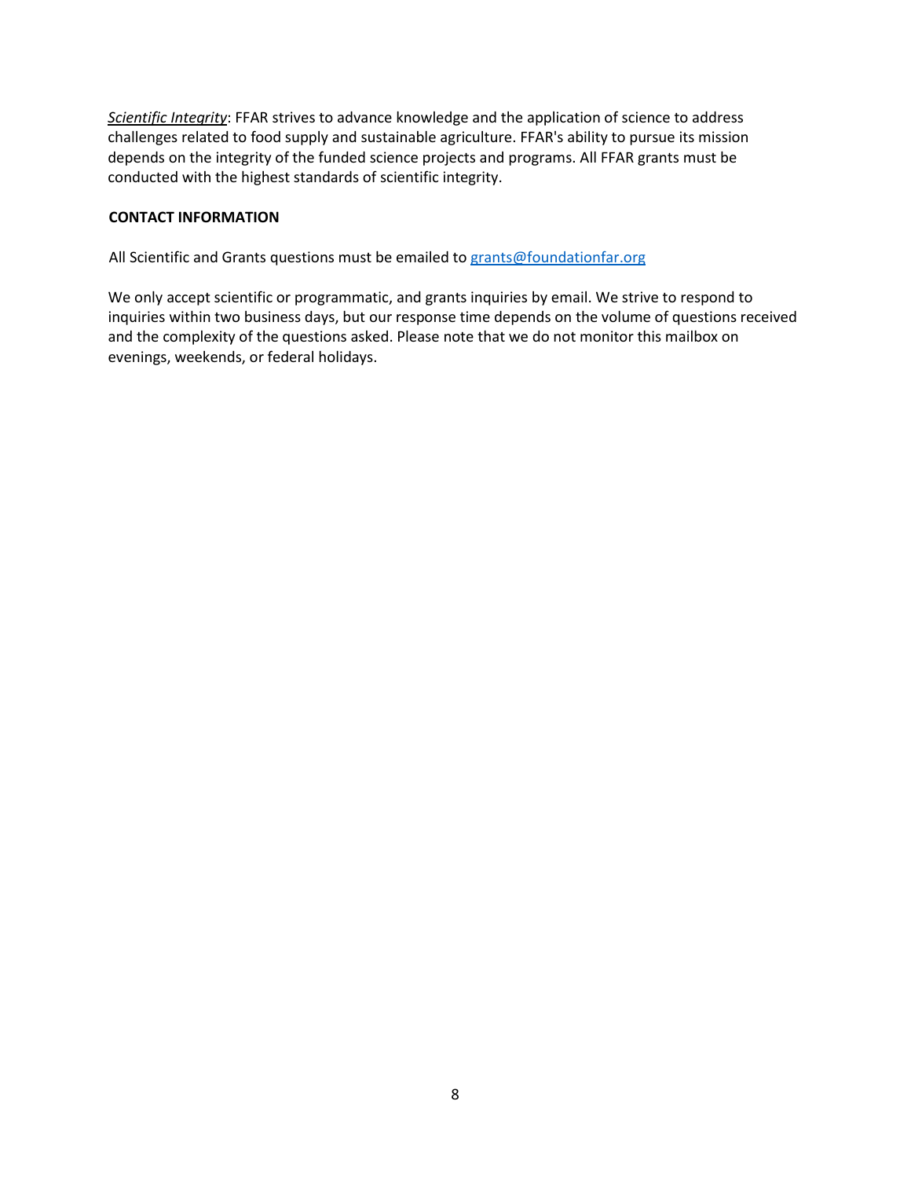*Scientific Integrity*: FFAR strives to advance knowledge and the application of science to address challenges related to food supply and sustainable agriculture. FFAR's ability to pursue its mission depends on the integrity of the funded science projects and programs. All FFAR grants must be conducted with the highest standards of scientific integrity.

## CONTACT INFORMATION

All Scientific and Grants questions must be emailed to [grants@foundationfar.org](mailto:grants@foundationfar.org)

We only accept scientific or programmatic, and grants inquiries by email. We strive to respond to inquiries within two business days, but our response time depends on the volume of questions received and the complexity of the questions asked. Please note that we do not monitor this mailbox on evenings, weekends, or federal holidays.